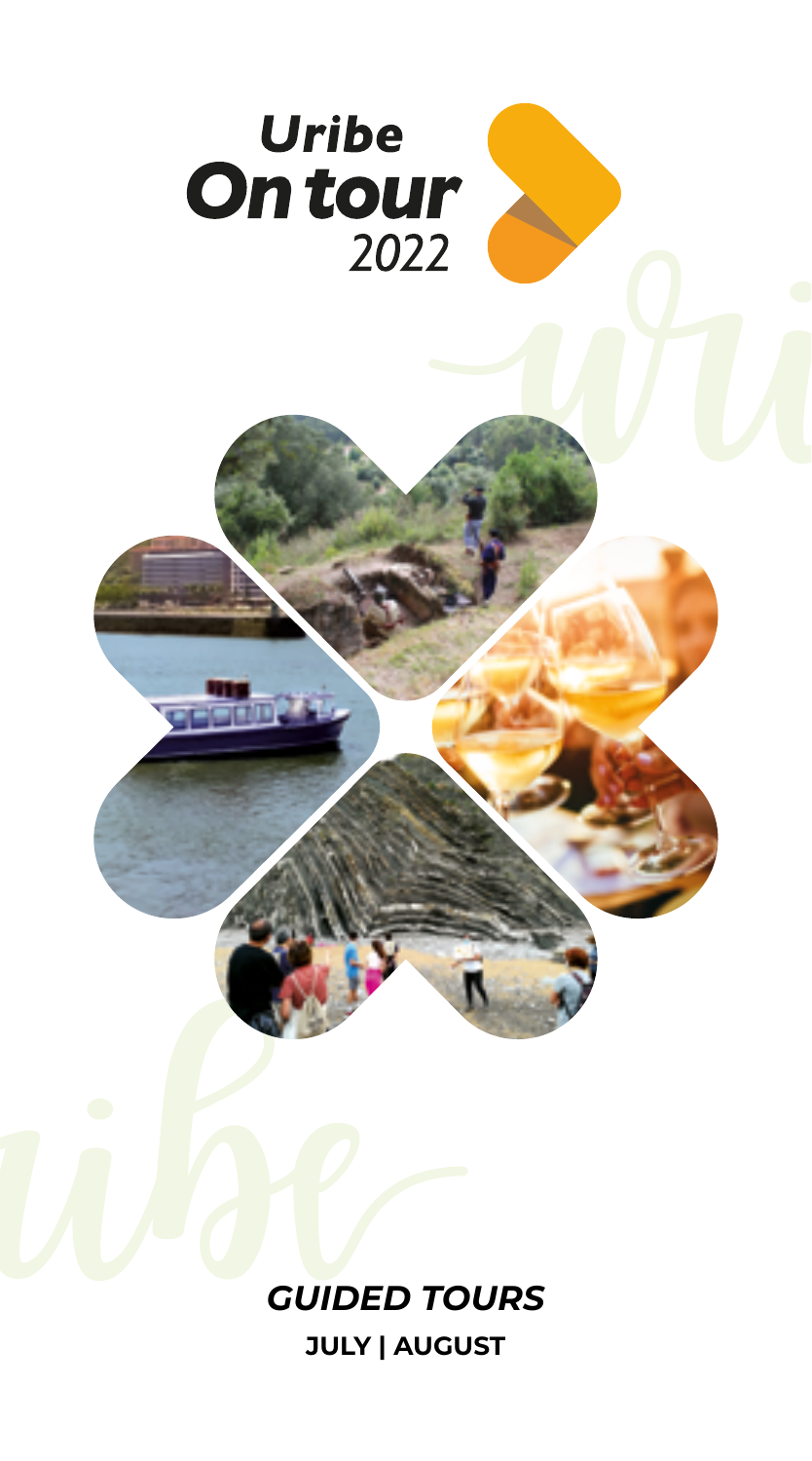# Uribe On tour 2022

## *GUIDED TOURS*

**JULY | AUGUST**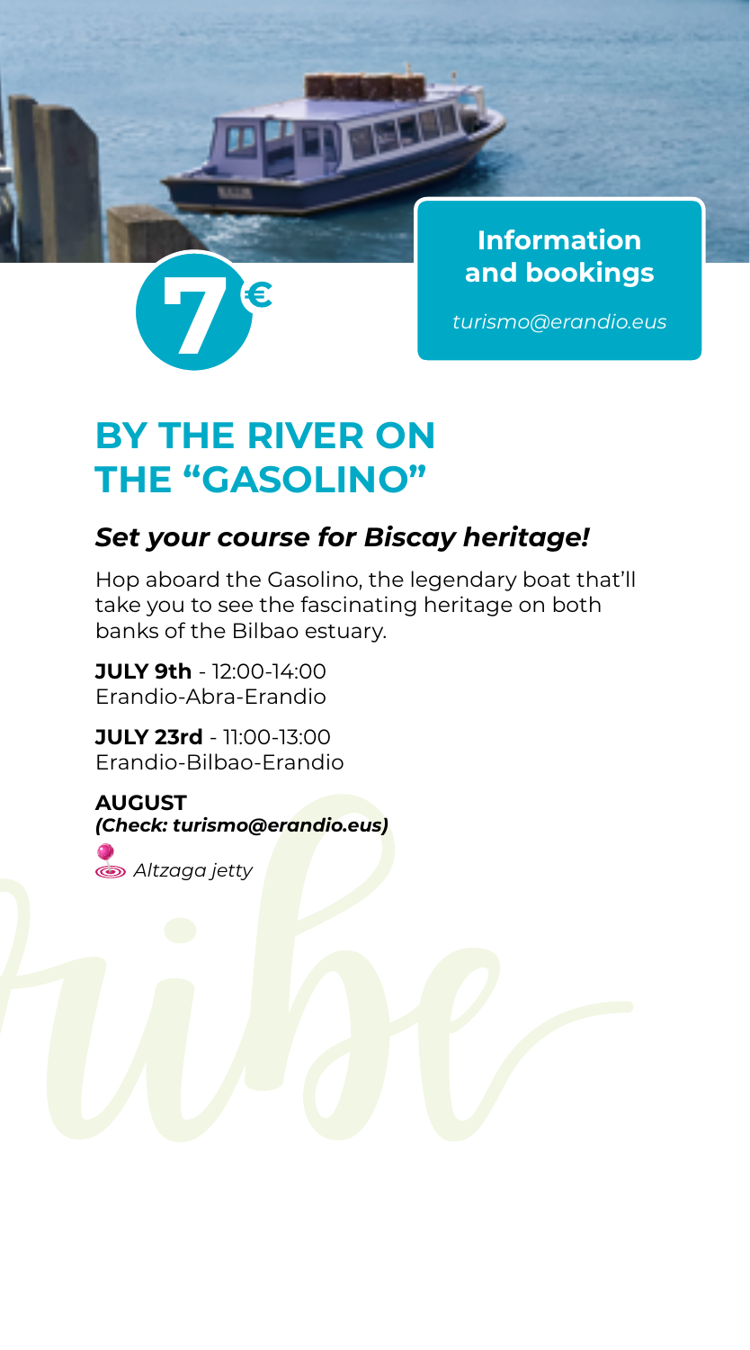**7€**

**Information and bookings**

*turismo@erandio.eus*

# BY THE RIVER ON THE "GASOLINO"

### *Set your course for Biscay heritage!*

Hop aboard the Gasolino, the legendary boat that'll take you to see the fascinating heritage on both banks of the Bilbao estuary.

**JULY 9th** - 12:00-14:00
Erandio-Abra-Erandio

**JULY 23rd** - 11:00-13:00
Erandio-Bilbao-Erandio

**AUGUST**
***(Check: turismo@erandio.eus)***

*Altzaga jetty*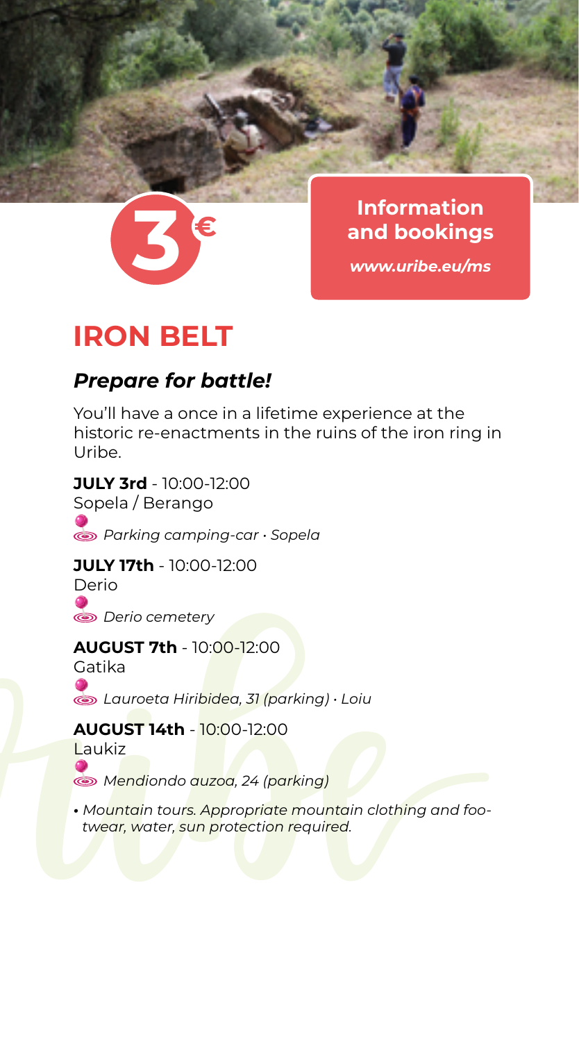3€

**Information and bookings**

*www.uribe.eu/ms*

# IRON BELT

## *Prepare for battle!*

You'll have a once in a lifetime experience at the historic re-enactments in the ruins of the iron ring in Uribe.

**JULY 3rd** - 10:00-12:00
Sopela / Berango
*Parking camping-car · Sopela*

**JULY 17th** - 10:00-12:00
Derio
*Derio cemetery*

**AUGUST 7th** - 10:00-12:00
Gatika
*Lauroeta Hiribidea, 31 (parking) · Loiu*

**AUGUST 14th** - 10:00-12:00
Laukiz
*Mendiondo auzoa, 24 (parking)*

- *Mountain tours. Appropriate mountain clothing and footwear, water, sun protection required.*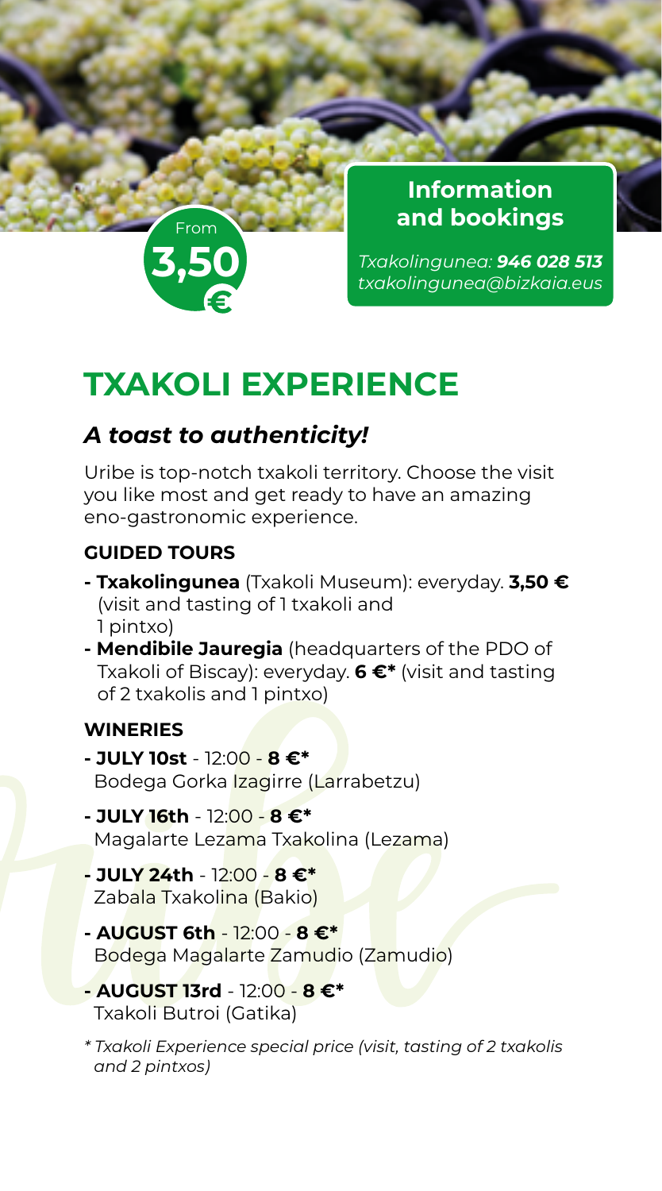From **3,50 €**

**Information and bookings**

*Txakolingunea:* ***946 028 513***
*txakolingunea@bizkaia.eus*

# TXAKOLI EXPERIENCE

## *A toast to authenticity!*

Uribe is top-notch txakoli territory. Choose the visit you like most and get ready to have an amazing eno-gastronomic experience.

### GUIDED TOURS

- **Txakolingunea** (Txakoli Museum): everyday. **3,50 €** (visit and tasting of 1 txakoli and 1 pintxo)
- **Mendibile Jauregia** (headquarters of the PDO of Txakoli of Biscay): everyday. **6 €*** (visit and tasting of 2 txakolis and 1 pintxo)

### WINERIES

- **JULY 10st** - 12:00 - **8 €***
  Bodega Gorka Izagirre (Larrabetzu)
- **JULY 16th** - 12:00 - **8 €***
  Magalarte Lezama Txakolina (Lezama)
- **JULY 24th** - 12:00 - **8 €***
  Zabala Txakolina (Bakio)
- **AUGUST 6th** - 12:00 - **8 €***
  Bodega Magalarte Zamudio (Zamudio)
- **AUGUST 13rd** - 12:00 - **8 €***
  Txakoli Butroi (Gatika)

*\* Txakoli Experience special price (visit, tasting of 2 txakolis and 2 pintxos)*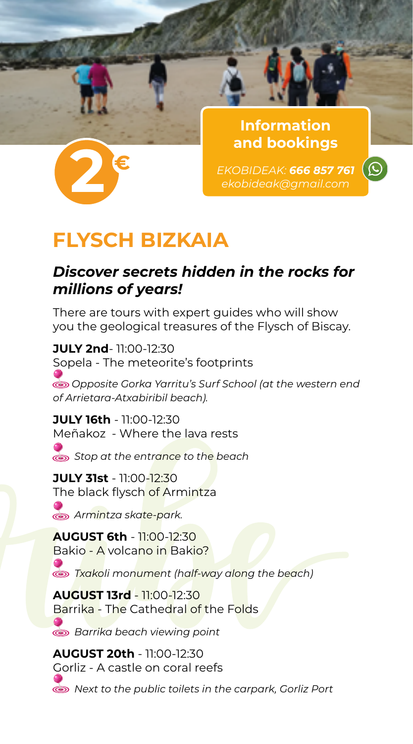**2€**

## Information and bookings

*EKOBIDEAK: **666 857 761***
*ekobideak@gmail.com*

# FLYSCH BIZKAIA

## *Discover secrets hidden in the rocks for millions of years!*

There are tours with expert guides who will show you the geological treasures of the Flysch of Biscay.

**JULY 2nd**- 11:00-12:30
Sopela - The meteorite's footprints
*Opposite Gorka Yarritu's Surf School (at the western end of Arrietara-Atxabiribil beach).*

**JULY 16th** - 11:00-12:30
Meñakoz - Where the lava rests
*Stop at the entrance to the beach*

**JULY 31st** - 11:00-12:30
The black flysch of Armintza
*Armintza skate-park.*

**AUGUST 6th** - 11:00-12:30
Bakio - A volcano in Bakio?
*Txakoli monument (half-way along the beach)*

**AUGUST 13rd** - 11:00-12:30
Barrika - The Cathedral of the Folds
*Barrika beach viewing point*

**AUGUST 20th** - 11:00-12:30
Gorliz - A castle on coral reefs
*Next to the public toilets in the carpark, Gorliz Port*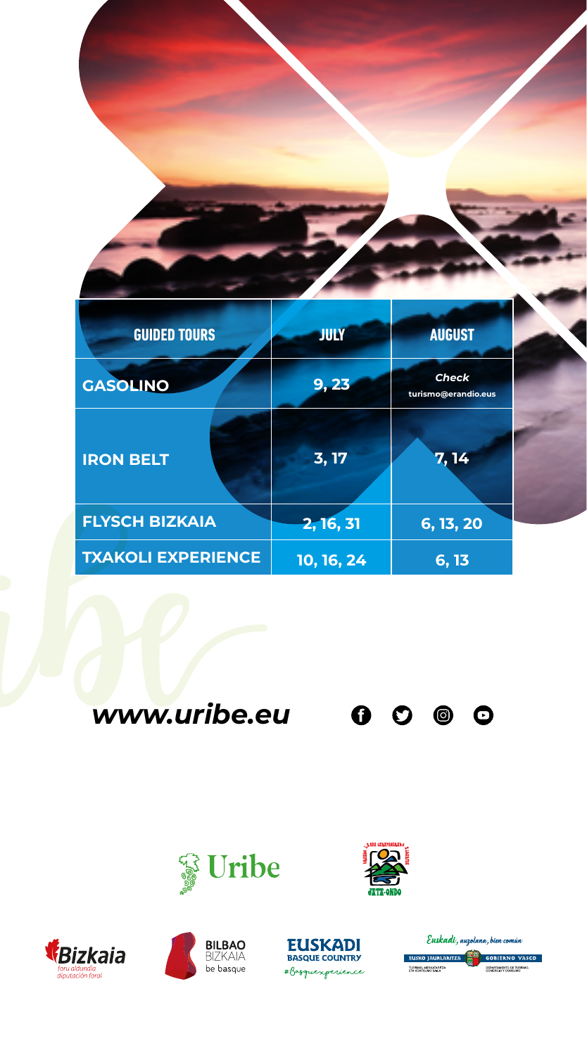| GUIDED TOURS | JULY | AUGUST |
|---|---|---|
| GASOLINO | 9, 23 | *Check* turismo@erandio.eus |
| IRON BELT | 3, 17 | 7, 14 |
| FLYSCH BIZKAIA | 2, 16, 31 | 6, 13, 20 |
| TXAKOLI EXPERIENCE | 10, 16, 24 | 6, 13 |

***www.uribe.eu***